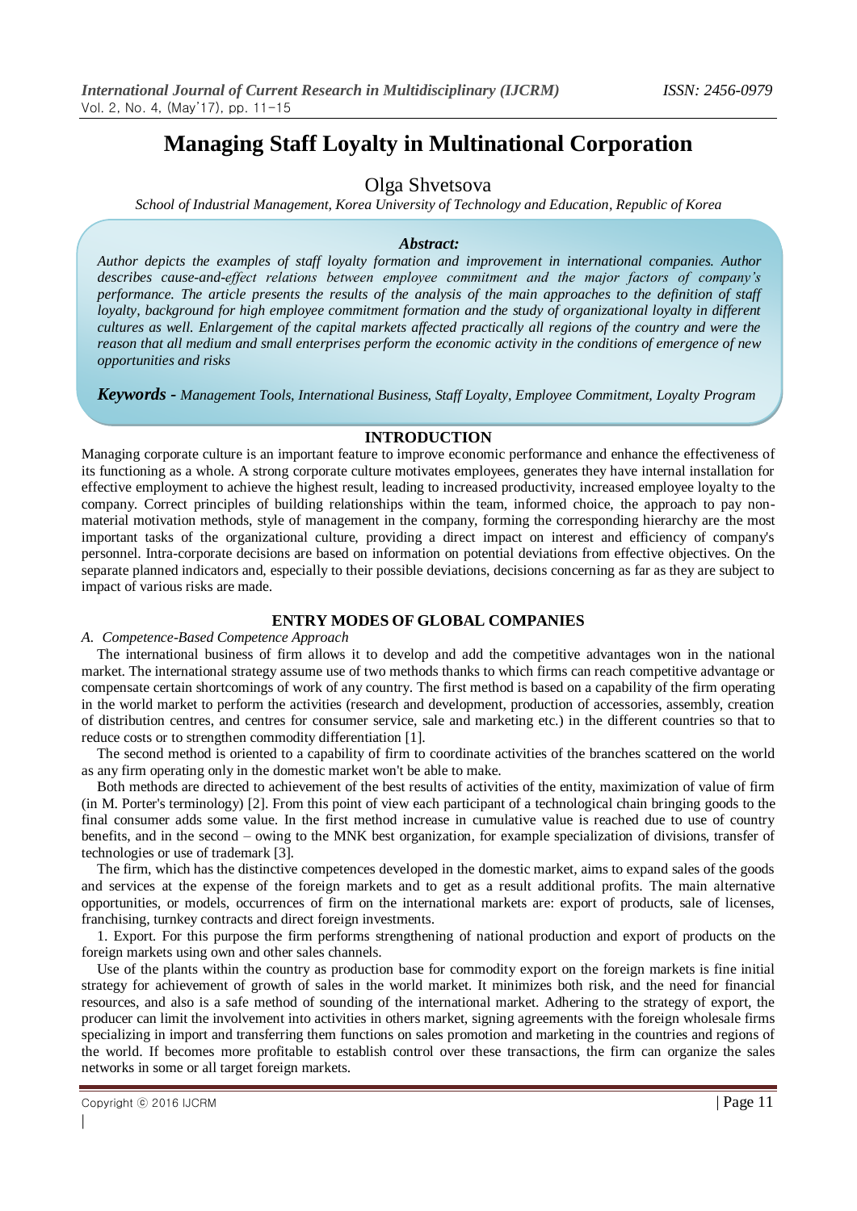# Managing Staff Loyalty in Multinational Corporation

Olga Shvetsova

*School of Industrial Management, Korea University of Technology and Education, Republic of Korea*

***Abstract:***

*Author depicts the examples of staff loyalty formation and improvement in international companies. Author describes cause-and-effect relations between employee commitment and the major factors of company's performance. The article presents the results of the analysis of the main approaches to the definition of staff loyalty, background for high employee commitment formation and the study of organizational loyalty in different cultures as well. Enlargement of the capital markets affected practically all regions of the country and were the reason that all medium and small enterprises perform the economic activity in the conditions of emergence of new opportunities and risks*

***Keywords -*** *Management Tools, International Business, Staff Loyalty, Employee Commitment, Loyalty Program*

## INTRODUCTION

Managing corporate culture is an important feature to improve economic performance and enhance the effectiveness of its functioning as a whole. A strong corporate culture motivates employees, generates they have internal installation for effective employment to achieve the highest result, leading to increased productivity, increased employee loyalty to the company. Correct principles of building relationships within the team, informed choice, the approach to pay non-material motivation methods, style of management in the company, forming the corresponding hierarchy are the most important tasks of the organizational culture, providing a direct impact on interest and efficiency of company's personnel. Intra-corporate decisions are based on information on potential deviations from effective objectives. On the separate planned indicators and, especially to their possible deviations, decisions concerning as far as they are subject to impact of various risks are made.

## ENTRY MODES OF GLOBAL COMPANIES

### *A. Competence-Based Competence Approach*

The international business of firm allows it to develop and add the competitive advantages won in the national market. The international strategy assume use of two methods thanks to which firms can reach competitive advantage or compensate certain shortcomings of work of any country. The first method is based on a capability of the firm operating in the world market to perform the activities (research and development, production of accessories, assembly, creation of distribution centres, and centres for consumer service, sale and marketing etc.) in the different countries so that to reduce costs or to strengthen commodity differentiation [1].

The second method is oriented to a capability of firm to coordinate activities of the branches scattered on the world as any firm operating only in the domestic market won't be able to make.

Both methods are directed to achievement of the best results of activities of the entity, maximization of value of firm (in M. Porter's terminology) [2]. From this point of view each participant of a technological chain bringing goods to the final consumer adds some value. In the first method increase in cumulative value is reached due to use of country benefits, and in the second – owing to the MNK best organization, for example specialization of divisions, transfer of technologies or use of trademark [3].

The firm, which has the distinctive competences developed in the domestic market, aims to expand sales of the goods and services at the expense of the foreign markets and to get as a result additional profits. The main alternative opportunities, or models, occurrences of firm on the international markets are: export of products, sale of licenses, franchising, turnkey contracts and direct foreign investments.

1. Export. For this purpose the firm performs strengthening of national production and export of products on the foreign markets using own and other sales channels.

Use of the plants within the country as production base for commodity export on the foreign markets is fine initial strategy for achievement of growth of sales in the world market. It minimizes both risk, and the need for financial resources, and also is a safe method of sounding of the international market. Adhering to the strategy of export, the producer can limit the involvement into activities in others market, signing agreements with the foreign wholesale firms specializing in import and transferring them functions on sales promotion and marketing in the countries and regions of the world. If becomes more profitable to establish control over these transactions, the firm can organize the sales networks in some or all target foreign markets.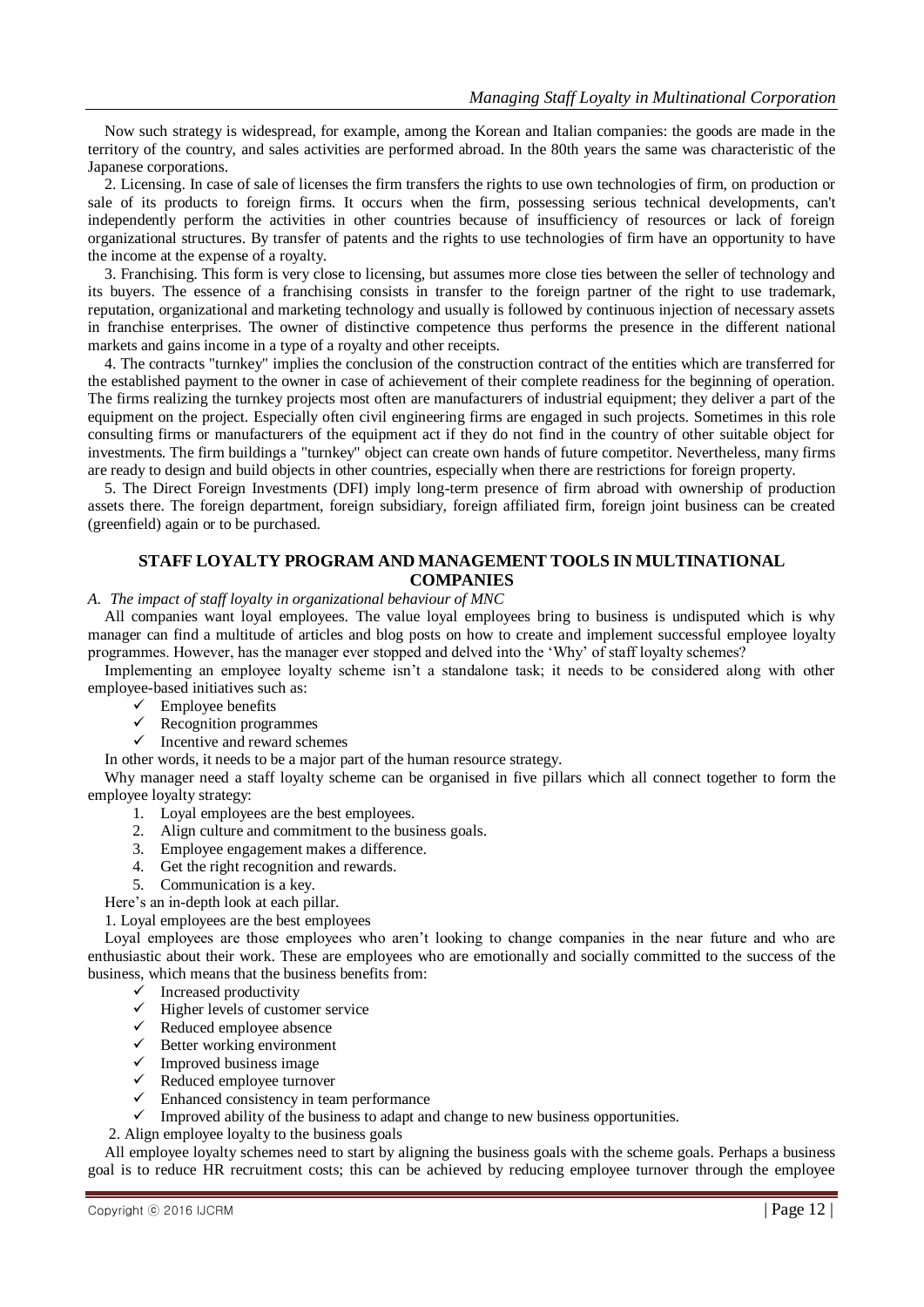Now such strategy is widespread, for example, among the Korean and Italian companies: the goods are made in the territory of the country, and sales activities are performed abroad. In the 80th years the same was characteristic of the Japanese corporations.

2. Licensing. In case of sale of licenses the firm transfers the rights to use own technologies of firm, on production or sale of its products to foreign firms. It occurs when the firm, possessing serious technical developments, can't independently perform the activities in other countries because of insufficiency of resources or lack of foreign organizational structures. By transfer of patents and the rights to use technologies of firm have an opportunity to have the income at the expense of a royalty.

3. Franchising. This form is very close to licensing, but assumes more close ties between the seller of technology and its buyers. The essence of a franchising consists in transfer to the foreign partner of the right to use trademark, reputation, organizational and marketing technology and usually is followed by continuous injection of necessary assets in franchise enterprises. The owner of distinctive competence thus performs the presence in the different national markets and gains income in a type of a royalty and other receipts.

4. The contracts "turnkey" implies the conclusion of the construction contract of the entities which are transferred for the established payment to the owner in case of achievement of their complete readiness for the beginning of operation. The firms realizing the turnkey projects most often are manufacturers of industrial equipment; they deliver a part of the equipment on the project. Especially often civil engineering firms are engaged in such projects. Sometimes in this role consulting firms or manufacturers of the equipment act if they do not find in the country of other suitable object for investments. The firm buildings a "turnkey" object can create own hands of future competitor. Nevertheless, many firms are ready to design and build objects in other countries, especially when there are restrictions for foreign property.

5. The Direct Foreign Investments (DFI) imply long-term presence of firm abroad with ownership of production assets there. The foreign department, foreign subsidiary, foreign affiliated firm, foreign joint business can be created (greenfield) again or to be purchased.

## STAFF LOYALTY PROGRAM AND MANAGEMENT TOOLS IN MULTINATIONAL COMPANIES

### *A. The impact of staff loyalty in organizational behaviour of MNC*

All companies want loyal employees. The value loyal employees bring to business is undisputed which is why manager can find a multitude of articles and blog posts on how to create and implement successful employee loyalty programmes. However, has the manager ever stopped and delved into the 'Why' of staff loyalty schemes?

Implementing an employee loyalty scheme isn't a standalone task; it needs to be considered along with other employee-based initiatives such as:

- ✓ Employee benefits
- ✓ Recognition programmes
- ✓ Incentive and reward schemes

In other words, it needs to be a major part of the human resource strategy.

Why manager need a staff loyalty scheme can be organised in five pillars which all connect together to form the employee loyalty strategy:

1. Loyal employees are the best employees.
2. Align culture and commitment to the business goals.
3. Employee engagement makes a difference.
4. Get the right recognition and rewards.
5. Communication is a key.

Here's an in-depth look at each pillar.

1. Loyal employees are the best employees

Loyal employees are those employees who aren't looking to change companies in the near future and who are enthusiastic about their work. These are employees who are emotionally and socially committed to the success of the business, which means that the business benefits from:

- ✓ Increased productivity
- ✓ Higher levels of customer service
- ✓ Reduced employee absence
- ✓ Better working environment
- ✓ Improved business image
- ✓ Reduced employee turnover
- ✓ Enhanced consistency in team performance
- ✓ Improved ability of the business to adapt and change to new business opportunities.

2. Align employee loyalty to the business goals

All employee loyalty schemes need to start by aligning the business goals with the scheme goals. Perhaps a business goal is to reduce HR recruitment costs; this can be achieved by reducing employee turnover through the employee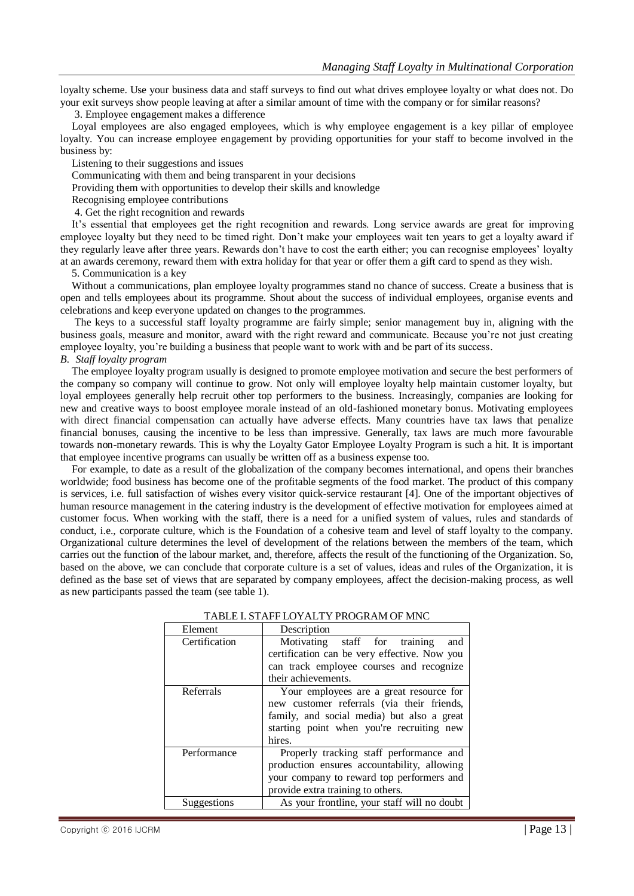loyalty scheme. Use your business data and staff surveys to find out what drives employee loyalty or what does not. Do your exit surveys show people leaving at after a similar amount of time with the company or for similar reasons?

3. Employee engagement makes a difference

Loyal employees are also engaged employees, which is why employee engagement is a key pillar of employee loyalty. You can increase employee engagement by providing opportunities for your staff to become involved in the business by:

Listening to their suggestions and issues

Communicating with them and being transparent in your decisions

Providing them with opportunities to develop their skills and knowledge

Recognising employee contributions

4. Get the right recognition and rewards

It's essential that employees get the right recognition and rewards. Long service awards are great for improving employee loyalty but they need to be timed right. Don't make your employees wait ten years to get a loyalty award if they regularly leave after three years. Rewards don't have to cost the earth either; you can recognise employees' loyalty at an awards ceremony, reward them with extra holiday for that year or offer them a gift card to spend as they wish.

5. Communication is a key

Without a communications, plan employee loyalty programmes stand no chance of success. Create a business that is open and tells employees about its programme. Shout about the success of individual employees, organise events and celebrations and keep everyone updated on changes to the programmes.

The keys to a successful staff loyalty programme are fairly simple; senior management buy in, aligning with the business goals, measure and monitor, award with the right reward and communicate. Because you're not just creating employee loyalty, you're building a business that people want to work with and be part of its success.

### *B. Staff loyalty program*

The employee loyalty program usually is designed to promote employee motivation and secure the best performers of the company so company will continue to grow. Not only will employee loyalty help maintain customer loyalty, but loyal employees generally help recruit other top performers to the business. Increasingly, companies are looking for new and creative ways to boost employee morale instead of an old-fashioned monetary bonus. Motivating employees with direct financial compensation can actually have adverse effects. Many countries have tax laws that penalize financial bonuses, causing the incentive to be less than impressive. Generally, tax laws are much more favourable towards non-monetary rewards. This is why the Loyalty Gator Employee Loyalty Program is such a hit. It is important that employee incentive programs can usually be written off as a business expense too.

For example, to date as a result of the globalization of the company becomes international, and opens their branches worldwide; food business has become one of the profitable segments of the food market. The product of this company is services, i.e. full satisfaction of wishes every visitor quick-service restaurant [4]. One of the important objectives of human resource management in the catering industry is the development of effective motivation for employees aimed at customer focus. When working with the staff, there is a need for a unified system of values, rules and standards of conduct, i.e., corporate culture, which is the Foundation of a cohesive team and level of staff loyalty to the company. Organizational culture determines the level of development of the relations between the members of the team, which carries out the function of the labour market, and, therefore, affects the result of the functioning of the Organization. So, based on the above, we can conclude that corporate culture is a set of values, ideas and rules of the Organization, it is defined as the base set of views that are separated by company employees, affect the decision-making process, as well as new participants passed the team (see table 1).

TABLE I. STAFF LOYALTY PROGRAM OF MNC

| Element | Description |
|---|---|
| Certification | Motivating staff for training and certification can be very effective. Now you can track employee courses and recognize their achievements. |
| Referrals | Your employees are a great resource for new customer referrals (via their friends, family, and social media) but also a great starting point when you're recruiting new hires. |
| Performance | Properly tracking staff performance and production ensures accountability, allowing your company to reward top performers and provide extra training to others. |
| Suggestions | As your frontline, your staff will no doubt |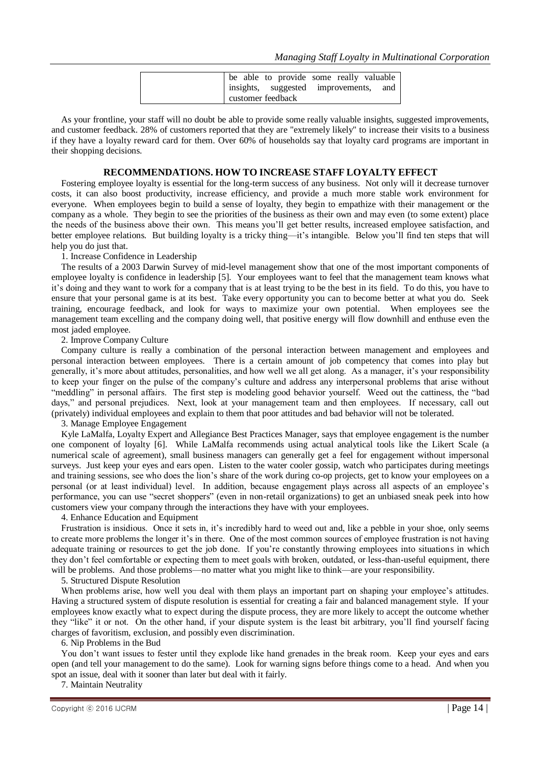| | be able to provide some really valuable insights, suggested improvements, and customer feedback |
|---|---|

As your frontline, your staff will no doubt be able to provide some really valuable insights, suggested improvements, and customer feedback. 28% of customers reported that they are "extremely likely" to increase their visits to a business if they have a loyalty reward card for them. Over 60% of households say that loyalty card programs are important in their shopping decisions.

## RECOMMENDATIONS. HOW TO INCREASE STAFF LOYALTY EFFECT

Fostering employee loyalty is essential for the long-term success of any business. Not only will it decrease turnover costs, it can also boost productivity, increase efficiency, and provide a much more stable work environment for everyone. When employees begin to build a sense of loyalty, they begin to empathize with their management or the company as a whole. They begin to see the priorities of the business as their own and may even (to some extent) place the needs of the business above their own. This means you'll get better results, increased employee satisfaction, and better employee relations. But building loyalty is a tricky thing—it's intangible. Below you'll find ten steps that will help you do just that.

1. Increase Confidence in Leadership

The results of a 2003 Darwin Survey of mid-level management show that one of the most important components of employee loyalty is confidence in leadership [5]. Your employees want to feel that the management team knows what it's doing and they want to work for a company that is at least trying to be the best in its field. To do this, you have to ensure that your personal game is at its best. Take every opportunity you can to become better at what you do. Seek training, encourage feedback, and look for ways to maximize your own potential. When employees see the management team excelling and the company doing well, that positive energy will flow downhill and enthuse even the most jaded employee.

2. Improve Company Culture

Company culture is really a combination of the personal interaction between management and employees and personal interaction between employees. There is a certain amount of job competency that comes into play but generally, it's more about attitudes, personalities, and how well we all get along. As a manager, it's your responsibility to keep your finger on the pulse of the company's culture and address any interpersonal problems that arise without "meddling" in personal affairs. The first step is modeling good behavior yourself. Weed out the cattiness, the "bad days," and personal prejudices. Next, look at your management team and then employees. If necessary, call out (privately) individual employees and explain to them that poor attitudes and bad behavior will not be tolerated.

3. Manage Employee Engagement

Kyle LaMalfa, Loyalty Expert and Allegiance Best Practices Manager, says that employee engagement is the number one component of loyalty [6]. While LaMalfa recommends using actual analytical tools like the Likert Scale (a numerical scale of agreement), small business managers can generally get a feel for engagement without impersonal surveys. Just keep your eyes and ears open. Listen to the water cooler gossip, watch who participates during meetings and training sessions, see who does the lion's share of the work during co-op projects, get to know your employees on a personal (or at least individual) level. In addition, because engagement plays across all aspects of an employee's performance, you can use "secret shoppers" (even in non-retail organizations) to get an unbiased sneak peek into how customers view your company through the interactions they have with your employees.

4. Enhance Education and Equipment

Frustration is insidious. Once it sets in, it's incredibly hard to weed out and, like a pebble in your shoe, only seems to create more problems the longer it's in there. One of the most common sources of employee frustration is not having adequate training or resources to get the job done. If you're constantly throwing employees into situations in which they don't feel comfortable or expecting them to meet goals with broken, outdated, or less-than-useful equipment, there will be problems. And those problems—no matter what you might like to think—are your responsibility.

5. Structured Dispute Resolution

When problems arise, how well you deal with them plays an important part on shaping your employee's attitudes. Having a structured system of dispute resolution is essential for creating a fair and balanced management style. If your employees know exactly what to expect during the dispute process, they are more likely to accept the outcome whether they "like" it or not. On the other hand, if your dispute system is the least bit arbitrary, you'll find yourself facing charges of favoritism, exclusion, and possibly even discrimination.

6. Nip Problems in the Bud

You don't want issues to fester until they explode like hand grenades in the break room. Keep your eyes and ears open (and tell your management to do the same). Look for warning signs before things come to a head. And when you spot an issue, deal with it sooner than later but deal with it fairly.

7. Maintain Neutrality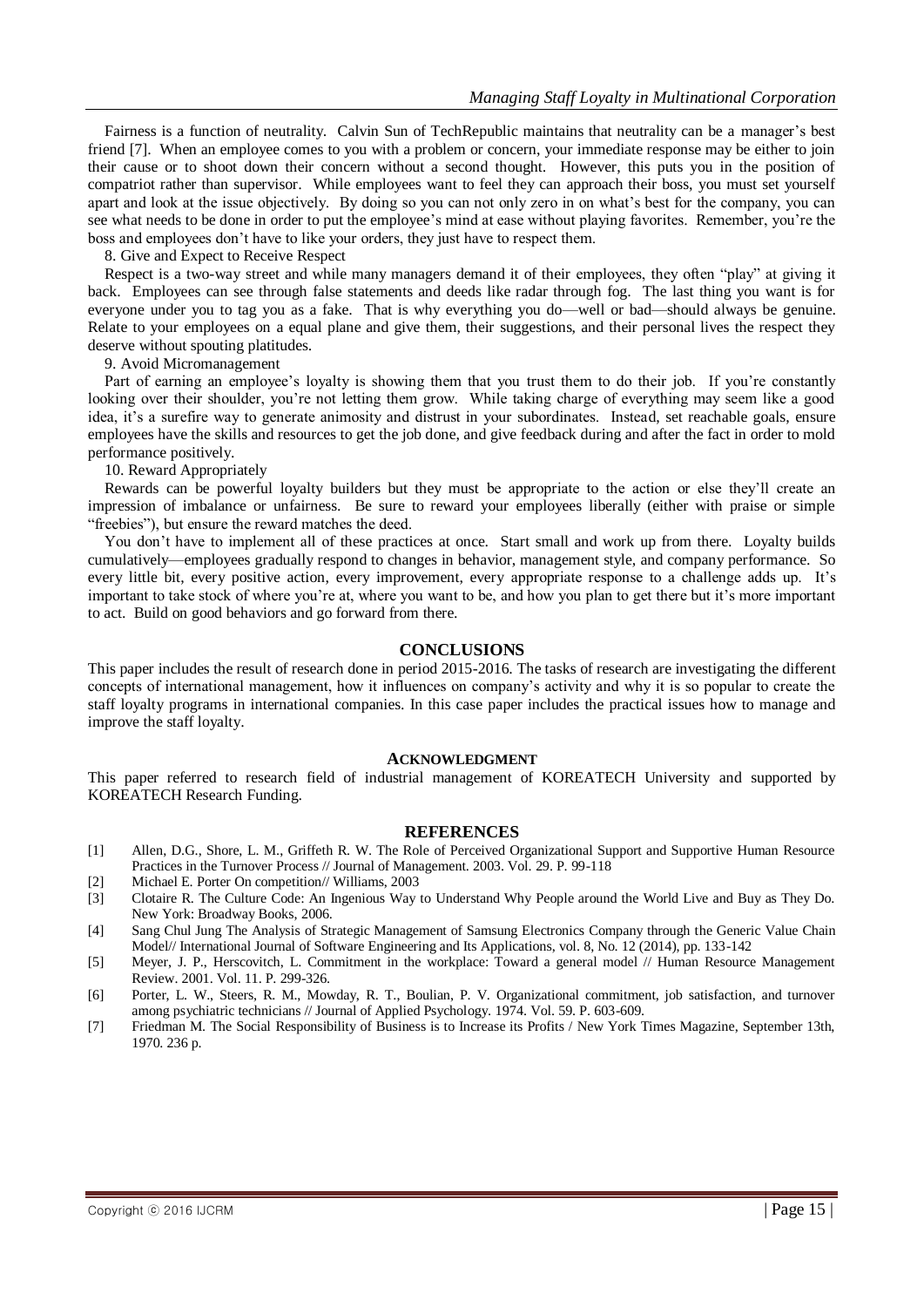Fairness is a function of neutrality. Calvin Sun of TechRepublic maintains that neutrality can be a manager's best friend [7]. When an employee comes to you with a problem or concern, your immediate response may be either to join their cause or to shoot down their concern without a second thought. However, this puts you in the position of compatriot rather than supervisor. While employees want to feel they can approach their boss, you must set yourself apart and look at the issue objectively. By doing so you can not only zero in on what's best for the company, you can see what needs to be done in order to put the employee's mind at ease without playing favorites. Remember, you're the boss and employees don't have to like your orders, they just have to respect them.

8. Give and Expect to Receive Respect

Respect is a two-way street and while many managers demand it of their employees, they often "play" at giving it back. Employees can see through false statements and deeds like radar through fog. The last thing you want is for everyone under you to tag you as a fake. That is why everything you do—well or bad—should always be genuine. Relate to your employees on a equal plane and give them, their suggestions, and their personal lives the respect they deserve without spouting platitudes.

9. Avoid Micromanagement

Part of earning an employee's loyalty is showing them that you trust them to do their job. If you're constantly looking over their shoulder, you're not letting them grow. While taking charge of everything may seem like a good idea, it's a surefire way to generate animosity and distrust in your subordinates. Instead, set reachable goals, ensure employees have the skills and resources to get the job done, and give feedback during and after the fact in order to mold performance positively.

10. Reward Appropriately

Rewards can be powerful loyalty builders but they must be appropriate to the action or else they'll create an impression of imbalance or unfairness. Be sure to reward your employees liberally (either with praise or simple "freebies"), but ensure the reward matches the deed.

You don't have to implement all of these practices at once. Start small and work up from there. Loyalty builds cumulatively—employees gradually respond to changes in behavior, management style, and company performance. So every little bit, every positive action, every improvement, every appropriate response to a challenge adds up. It's important to take stock of where you're at, where you want to be, and how you plan to get there but it's more important to act. Build on good behaviors and go forward from there.

## CONCLUSIONS

This paper includes the result of research done in period 2015-2016. The tasks of research are investigating the different concepts of international management, how it influences on company's activity and why it is so popular to create the staff loyalty programs in international companies. In this case paper includes the practical issues how to manage and improve the staff loyalty.

## ACKNOWLEDGMENT

This paper referred to research field of industrial management of KOREATECH University and supported by KOREATECH Research Funding.

## REFERENCES

[1] Allen, D.G., Shore, L. M., Griffeth R. W. The Role of Perceived Organizational Support and Supportive Human Resource Practices in the Turnover Process // Journal of Management. 2003. Vol. 29. P. 99-118

[2] Michael E. Porter On competition// Williams, 2003

[3] Clotaire R. The Culture Code: An Ingenious Way to Understand Why People around the World Live and Buy as They Do. New York: Broadway Books, 2006.

[4] Sang Chul Jung The Analysis of Strategic Management of Samsung Electronics Company through the Generic Value Chain Model// International Journal of Software Engineering and Its Applications, vol. 8, No. 12 (2014), pp. 133-142

[5] Meyer, J. P., Herscovitch, L. Commitment in the workplace: Toward a general model // Human Resource Management Review. 2001. Vol. 11. P. 299-326.

[6] Porter, L. W., Steers, R. M., Mowday, R. T., Boulian, P. V. Organizational commitment, job satisfaction, and turnover among psychiatric technicians // Journal of Applied Psychology. 1974. Vol. 59. P. 603-609.

[7] Friedman M. The Social Responsibility of Business is to Increase its Profits / New York Times Magazine, September 13th, 1970. 236 p.